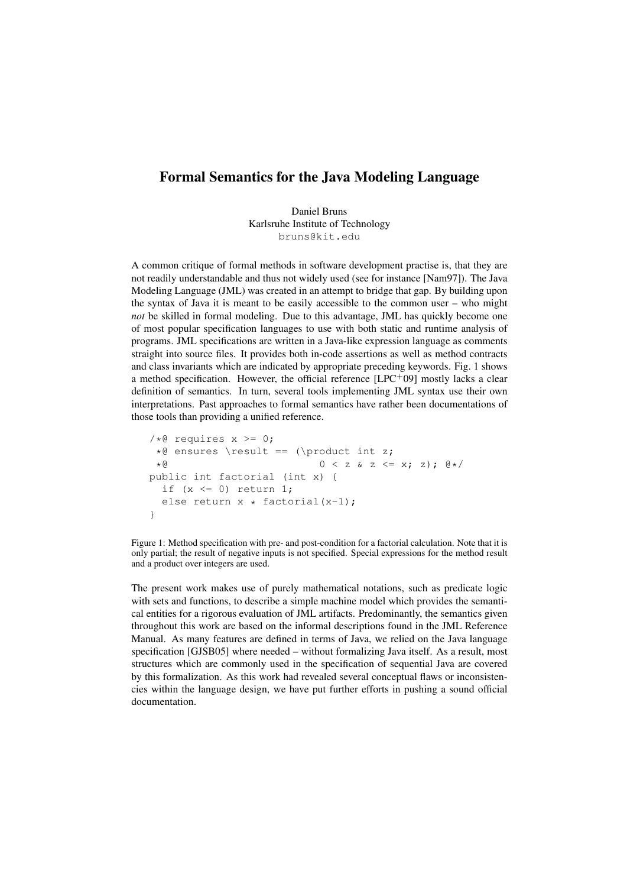# Formal Semantics for the Java Modeling Language

Daniel Bruns
Karlsruhe Institute of Technology
bruns@kit.edu

A common critique of formal methods in software development practise is, that they are not readily understandable and thus not widely used (see for instance [Nam97]). The Java Modeling Language (JML) was created in an attempt to bridge that gap. By building upon the syntax of Java it is meant to be easily accessible to the common user – who might *not* be skilled in formal modeling. Due to this advantage, JML has quickly become one of most popular specification languages to use with both static and runtime analysis of programs. JML specifications are written in a Java-like expression language as comments straight into source files. It provides both in-code assertions as well as method contracts and class invariants which are indicated by appropriate preceding keywords. Fig. 1 shows a method specification. However, the official reference [LPC+09] mostly lacks a clear definition of semantics. In turn, several tools implementing JML syntax use their own interpretations. Past approaches to formal semantics have rather been documentations of those tools than providing a unified reference.

```
/*@ requires x >= 0;
 *@ ensures \result == (\product int z;
 *@                         0 < z & z <= x; z); @*/
public int factorial (int x) {
  if (x <= 0) return 1;
  else return x * factorial(x-1);
}
```

Figure 1: Method specification with pre- and post-condition for a factorial calculation. Note that it is only partial; the result of negative inputs is not specified. Special expressions for the method result and a product over integers are used.

The present work makes use of purely mathematical notations, such as predicate logic with sets and functions, to describe a simple machine model which provides the semantical entities for a rigorous evaluation of JML artifacts. Predominantly, the semantics given throughout this work are based on the informal descriptions found in the JML Reference Manual. As many features are defined in terms of Java, we relied on the Java language specification [GJSB05] where needed – without formalizing Java itself. As a result, most structures which are commonly used in the specification of sequential Java are covered by this formalization. As this work had revealed several conceptual flaws or inconsistencies within the language design, we have put further efforts in pushing a sound official documentation.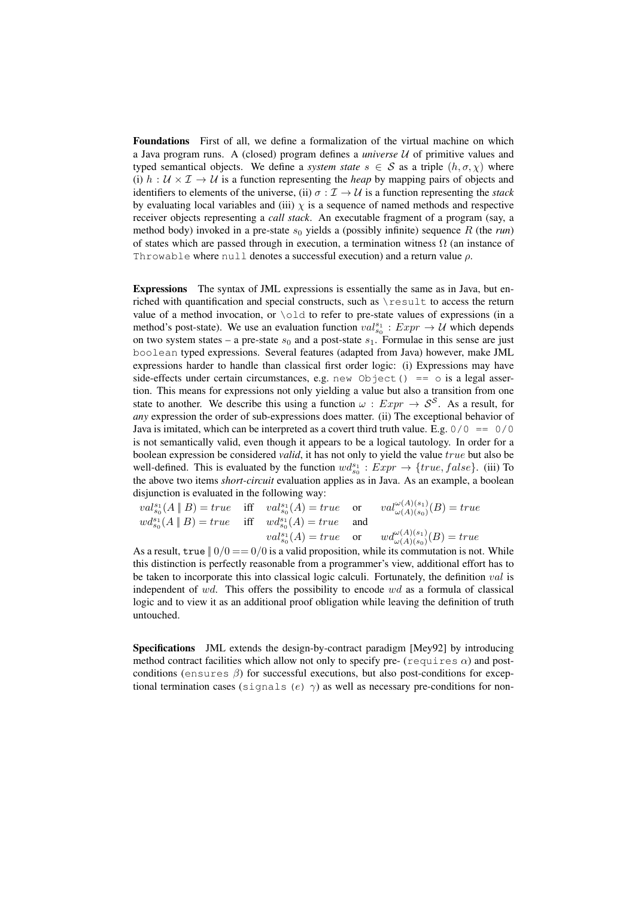**Foundations** First of all, we define a formalization of the virtual machine on which a Java program runs. A (closed) program defines a *universe* $\mathcal{U}$ of primitive values and typed semantical objects. We define a *system state* $s \in \mathcal{S}$ as a triple $(h, \sigma, \chi)$ where (i) $h : \mathcal{U} \times \mathcal{I} \to \mathcal{U}$ is a function representing the *heap* by mapping pairs of objects and identifiers to elements of the universe, (ii) $\sigma : \mathcal{I} \to \mathcal{U}$ is a function representing the *stack* by evaluating local variables and (iii) $\chi$ is a sequence of named methods and respective receiver objects representing a *call stack*. An executable fragment of a program (say, a method body) invoked in a pre-state $s_0$ yields a (possibly infinite) sequence $R$ (the *run*) of states which are passed through in execution, a termination witness $\Omega$ (an instance of `Throwable` where `null` denotes a successful execution) and a return value $\rho$.

**Expressions** The syntax of JML expressions is essentially the same as in Java, but enriched with quantification and special constructs, such as `\result` to access the return value of a method invocation, or `\old` to refer to pre-state values of expressions (in a method's post-state). We use an evaluation function $val_{s_0}^{s_1} : Expr \to \mathcal{U}$ which depends on two system states – a pre-state $s_0$ and a post-state $s_1$. Formulae in this sense are just `boolean` typed expressions. Several features (adapted from Java) however, make JML expressions harder to handle than classical first order logic: (i) Expressions may have side-effects under certain circumstances, e.g. `new Object() == o` is a legal assertion. This means for expressions not only yielding a value but also a transition from one state to another. We describe this using a function $\omega : Expr \to \mathcal{S}^{\mathcal{S}}$. As a result, for *any* expression the order of sub-expressions does matter. (ii) The exceptional behavior of Java is imitated, which can be interpreted as a covert third truth value. E.g. `0/0 == 0/0` is not semantically valid, even though it appears to be a logical tautology. In order for a boolean expression be considered *valid*, it has not only to yield the value $true$ but also be well-defined. This is evaluated by the function $wd_{s_0}^{s_1} : Expr \to \{true, false\}$. (iii) To the above two items *short-circuit* evaluation applies as in Java. As an example, a boolean disjunction is evaluated in the following way:

$$val_{s_0}^{s_1}(A \parallel B) = true \quad \text{iff} \quad val_{s_0}^{s_1}(A) = true \quad \text{or} \quad val_{\omega(A)(s_0)}^{\omega(A)(s_1)}(B) = true$$

$$wd_{s_0}^{s_1}(A \parallel B) = true \quad \text{iff} \quad wd_{s_0}^{s_1}(A) = true \quad \text{and} \quad val_{s_0}^{s_1}(A) = true \quad \text{or} \quad wd_{\omega(A)(s_0)}^{\omega(A)(s_1)}(B) = true$$

As a result, $\mathtt{true} \parallel 0/0 == 0/0$ is a valid proposition, while its commutation is not. While this distinction is perfectly reasonable from a programmer's view, additional effort has to be taken to incorporate this into classical logic calculi. Fortunately, the definition $val$ is independent of $wd$. This offers the possibility to encode $wd$ as a formula of classical logic and to view it as an additional proof obligation while leaving the definition of truth untouched.

**Specifications** JML extends the design-by-contract paradigm [Mey92] by introducing method contract facilities which allow not only to specify pre- (`requires` $\alpha$) and post-conditions (`ensures` $\beta$) for successful executions, but also post-conditions for exceptional termination cases (`signals` $(e)$ $\gamma$) as well as necessary pre-conditions for non-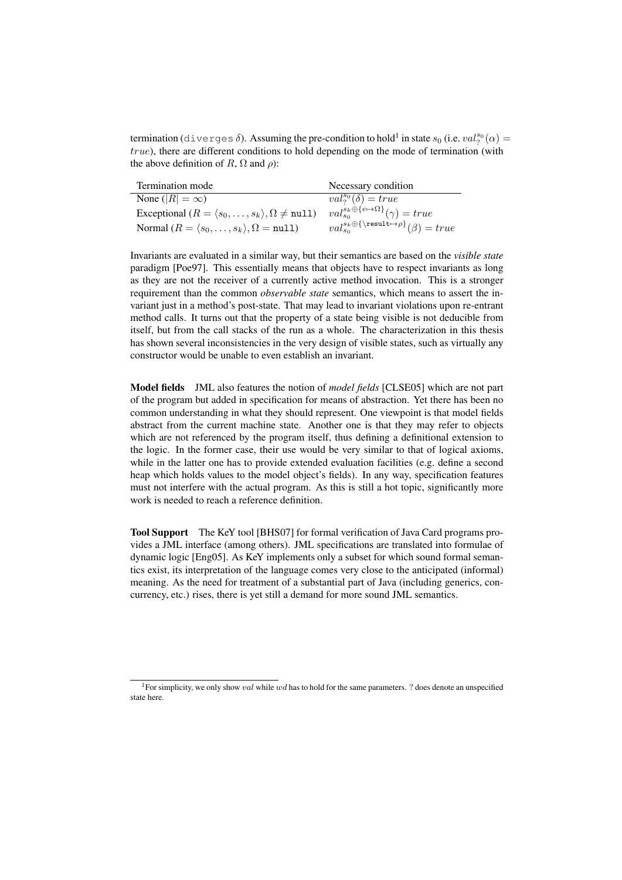termination (`diverges` $\delta$). Assuming the pre-condition to hold[1] in state $s_0$ (i.e. $val_?^{s_0}(\alpha) = true$), there are different conditions to hold depending on the mode of termination (with the above definition of $R$, $\Omega$ and $\rho$):

| Termination mode | Necessary condition |
|---|---|
| None ($\lvert R \rvert = \infty$) | $val_?^{s_0}(\delta) = true$ |
| Exceptional ($R = \langle s_0, \ldots, s_k \rangle, \Omega \neq \texttt{null}$) | $val_{s_0}^{s_k \oplus \{e \mapsto \Omega\}}(\gamma) = true$ |
| Normal ($R = \langle s_0, \ldots, s_k \rangle, \Omega = \texttt{null}$) | $val_{s_0}^{s_k \oplus \{\backslash\texttt{result} \mapsto \rho\}}(\beta) = true$ |

Invariants are evaluated in a similar way, but their semantics are based on the *visible state* paradigm [Poe97]. This essentially means that objects have to respect invariants as long as they are not the receiver of a currently active method invocation. This is a stronger requirement than the common *observable state* semantics, which means to assert the invariant just in a method's post-state. That may lead to invariant violations upon re-entrant method calls. It turns out that the property of a state being visible is not deducible from itself, but from the call stacks of the run as a whole. The characterization in this thesis has shown several inconsistencies in the very design of visible states, such as virtually any constructor would be unable to even establish an invariant.

**Model fields** JML also features the notion of *model fields* [CLSE05] which are not part of the program but added in specification for means of abstraction. Yet there has been no common understanding in what they should represent. One viewpoint is that model fields abstract from the current machine state. Another one is that they may refer to objects which are not referenced by the program itself, thus defining a definitional extension to the logic. In the former case, their use would be very similar to that of logical axioms, while in the latter one has to provide extended evaluation facilities (e.g. define a second heap which holds values to the model object's fields). In any way, specification features must not interfere with the actual program. As this is still a hot topic, significantly more work is needed to reach a reference definition.

**Tool Support** The KeY tool [BHS07] for formal verification of Java Card programs provides a JML interface (among others). JML specifications are translated into formulae of dynamic logic [Eng05]. As KeY implements only a subset for which sound formal semantics exist, its interpretation of the language comes very close to the anticipated (informal) meaning. As the need for treatment of a substantial part of Java (including generics, concurrency, etc.) rises, there is yet still a demand for more sound JML semantics.

---

[1] For simplicity, we only show $val$ while $wd$ has to hold for the same parameters. ? does denote an unspecified state here.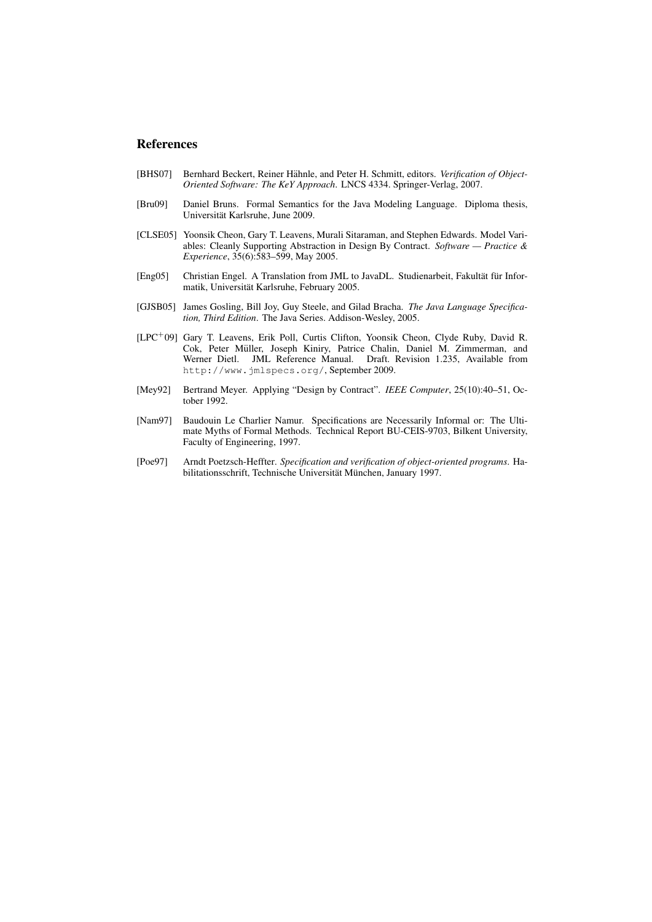## References

[BHS07] Bernhard Beckert, Reiner Hähnle, and Peter H. Schmitt, editors. *Verification of Object-Oriented Software: The KeY Approach*. LNCS 4334. Springer-Verlag, 2007.

[Bru09] Daniel Bruns. Formal Semantics for the Java Modeling Language. Diploma thesis, Universität Karlsruhe, June 2009.

[CLSE05] Yoonsik Cheon, Gary T. Leavens, Murali Sitaraman, and Stephen Edwards. Model Variables: Cleanly Supporting Abstraction in Design By Contract. *Software — Practice & Experience*, 35(6):583–599, May 2005.

[Eng05] Christian Engel. A Translation from JML to JavaDL. Studienarbeit, Fakultät für Informatik, Universität Karlsruhe, February 2005.

[GJSB05] James Gosling, Bill Joy, Guy Steele, and Gilad Bracha. *The Java Language Specification, Third Edition*. The Java Series. Addison-Wesley, 2005.

[LPC+09] Gary T. Leavens, Erik Poll, Curtis Clifton, Yoonsik Cheon, Clyde Ruby, David R. Cok, Peter Müller, Joseph Kiniry, Patrice Chalin, Daniel M. Zimmerman, and Werner Dietl. JML Reference Manual. Draft. Revision 1.235, Available from `http://www.jmlspecs.org/`, September 2009.

[Mey92] Bertrand Meyer. Applying "Design by Contract". *IEEE Computer*, 25(10):40–51, October 1992.

[Nam97] Baudouin Le Charlier Namur. Specifications are Necessarily Informal or: The Ultimate Myths of Formal Methods. Technical Report BU-CEIS-9703, Bilkent University, Faculty of Engineering, 1997.

[Poe97] Arndt Poetzsch-Heffter. *Specification and verification of object-oriented programs*. Habilitationsschrift, Technische Universität München, January 1997.